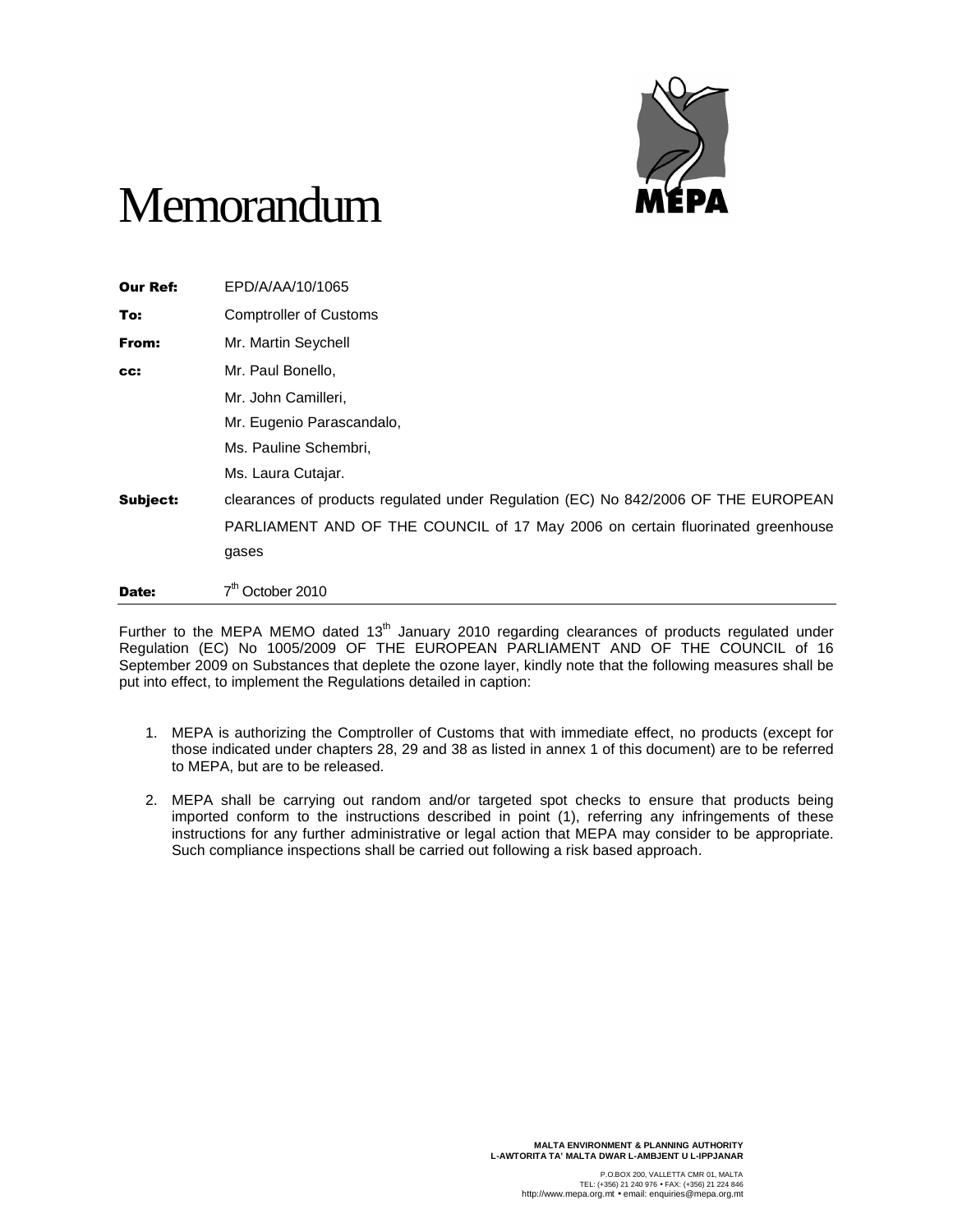# Memorandum

**Our Ref:** EPD/A/AA/10/1065

**To:** Comptroller of Customs

**From:** Mr. Martin Seychell

**cc:** Mr. Paul Bonello,
Mr. John Camilleri,
Mr. Eugenio Parascandalo,
Ms. Pauline Schembri,
Ms. Laura Cutajar.

**Subject:** clearances of products regulated under Regulation (EC) No 842/2006 OF THE EUROPEAN PARLIAMENT AND OF THE COUNCIL of 17 May 2006 on certain fluorinated greenhouse gases

**Date:** 7th October 2010

---

Further to the MEPA MEMO dated 13th January 2010 regarding clearances of products regulated under Regulation (EC) No 1005/2009 OF THE EUROPEAN PARLIAMENT AND OF THE COUNCIL of 16 September 2009 on Substances that deplete the ozone layer, kindly note that the following measures shall be put into effect, to implement the Regulations detailed in caption:

1. MEPA is authorizing the Comptroller of Customs that with immediate effect, no products (except for those indicated under chapters 28, 29 and 38 as listed in annex 1 of this document) are to be referred to MEPA, but are to be released.

2. MEPA shall be carrying out random and/or targeted spot checks to ensure that products being imported conform to the instructions described in point (1), referring any infringements of these instructions for any further administrative or legal action that MEPA may consider to be appropriate. Such compliance inspections shall be carried out following a risk based approach.

MALTA ENVIRONMENT & PLANNING AUTHORITY
L-AWTORITA TA' MALTA DWAR L-AMBJENT U L-IPPJANAR

P.O.BOX 200, VALLETTA CMR 01, MALTA
TEL: (+356) 21 240 976 • FAX: (+356) 21 224 846
http://www.mepa.org.mt • email: enquiries@mepa.org.mt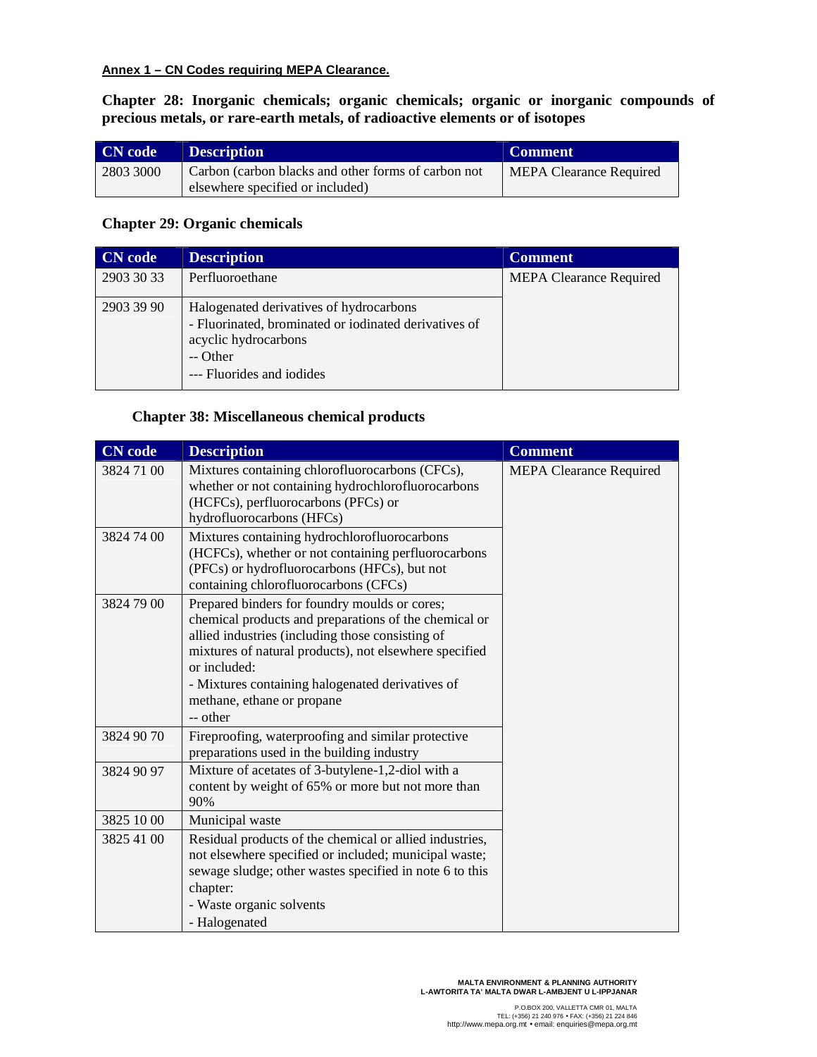**Annex 1 – CN Codes requiring MEPA Clearance.**

## Chapter 28: Inorganic chemicals; organic chemicals; organic or inorganic compounds of precious metals, or rare-earth metals, of radioactive elements or of isotopes

| CN code | Description | Comment |
|---|---|---|
| 2803 3000 | Carbon (carbon blacks and other forms of carbon not elsewhere specified or included) | MEPA Clearance Required |

## Chapter 29: Organic chemicals

| CN code | Description | Comment |
|---|---|---|
| 2903 30 33 | Perfluoroethane | MEPA Clearance Required |
| 2903 39 90 | Halogenated derivatives of hydrocarbons<br>- Fluorinated, brominated or iodinated derivatives of acyclic hydrocarbons<br>-- Other<br>--- Fluorides and iodides | |

## Chapter 38: Miscellaneous chemical products

| CN code | Description | Comment |
|---|---|---|
| 3824 71 00 | Mixtures containing chlorofluorocarbons (CFCs), whether or not containing hydrochlorofluorocarbons (HCFCs), perfluorocarbons (PFCs) or hydrofluorocarbons (HFCs) | MEPA Clearance Required |
| 3824 74 00 | Mixtures containing hydrochlorofluorocarbons (HCFCs), whether or not containing perfluorocarbons (PFCs) or hydrofluorocarbons (HFCs), but not containing chlorofluorocarbons (CFCs) | |
| 3824 79 00 | Prepared binders for foundry moulds or cores; chemical products and preparations of the chemical or allied industries (including those consisting of mixtures of natural products), not elsewhere specified or included:<br>- Mixtures containing halogenated derivatives of methane, ethane or propane<br>-- other | |
| 3824 90 70 | Fireproofing, waterproofing and similar protective preparations used in the building industry | |
| 3824 90 97 | Mixture of acetates of 3-butylene-1,2-diol with a content by weight of 65% or more but not more than 90% | |
| 3825 10 00 | Municipal waste | |
| 3825 41 00 | Residual products of the chemical or allied industries, not elsewhere specified or included; municipal waste; sewage sludge; other wastes specified in note 6 to this chapter:<br>- Waste organic solvents<br>- Halogenated | |

MALTA ENVIRONMENT & PLANNING AUTHORITY
L-AWTORITA TA' MALTA DWAR L-AMBJENT U L-IPPJANAR

P.O.BOX 200, VALLETTA CMR 01, MALTA
TEL: (+356) 21 240 976 • FAX: (+356) 21 224 846
http://www.mepa.org.mt • email: enquiries@mepa.org.mt